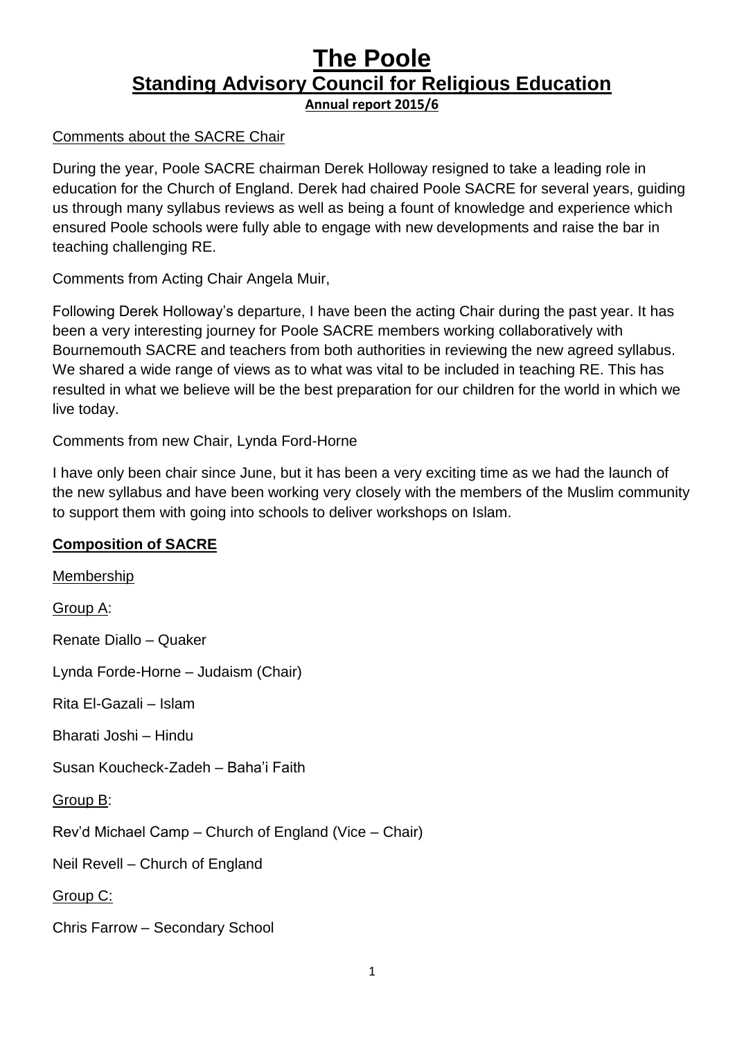# The Poole
## Standing Advisory Council for Religious Education
**Annual report 2015/6**

Comments about the SACRE Chair

During the year, Poole SACRE chairman Derek Holloway resigned to take a leading role in education for the Church of England. Derek had chaired Poole SACRE for several years, guiding us through many syllabus reviews as well as being a fount of knowledge and experience which ensured Poole schools were fully able to engage with new developments and raise the bar in teaching challenging RE.

Comments from Acting Chair Angela Muir,

Following Derek Holloway's departure, I have been the acting Chair during the past year. It has been a very interesting journey for Poole SACRE members working collaboratively with Bournemouth SACRE and teachers from both authorities in reviewing the new agreed syllabus. We shared a wide range of views as to what was vital to be included in teaching RE. This has resulted in what we believe will be the best preparation for our children for the world in which we live today.

Comments from new Chair, Lynda Ford-Horne

I have only been chair since June, but it has been a very exciting time as we had the launch of the new syllabus and have been working very closely with the members of the Muslim community to support them with going into schools to deliver workshops on Islam.

**Composition of SACRE**

Membership

Group A:

Renate Diallo – Quaker

Lynda Forde-Horne – Judaism (Chair)

Rita El-Gazali – Islam

Bharati Joshi – Hindu

Susan Koucheck-Zadeh – Baha'i Faith

Group B:

Rev'd Michael Camp – Church of England (Vice – Chair)

Neil Revell – Church of England

Group C:

Chris Farrow – Secondary School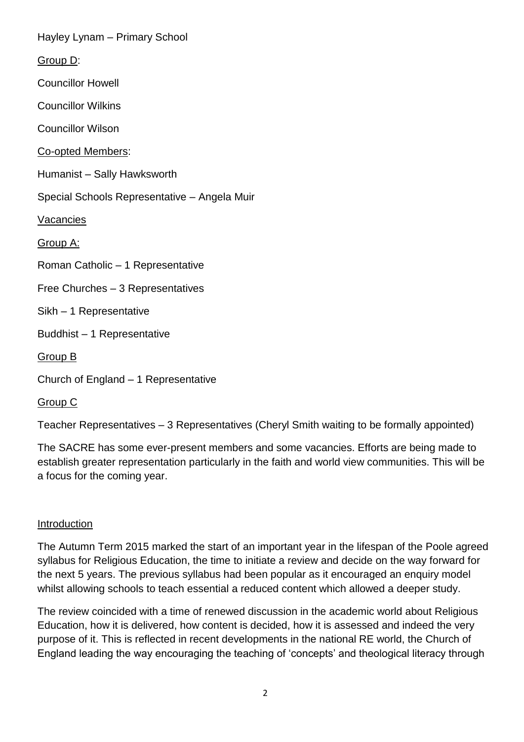Hayley Lynam – Primary School

<u>Group D</u>:

Councillor Howell

Councillor Wilkins

Councillor Wilson

<u>Co-opted Members</u>:

Humanist – Sally Hawksworth

Special Schools Representative – Angela Muir

<u>Vacancies</u>

<u>Group A:</u>

Roman Catholic – 1 Representative

Free Churches – 3 Representatives

Sikh – 1 Representative

Buddhist – 1 Representative

<u>Group B</u>

Church of England – 1 Representative

<u>Group C</u>

Teacher Representatives – 3 Representatives (Cheryl Smith waiting to be formally appointed)

The SACRE has some ever-present members and some vacancies. Efforts are being made to establish greater representation particularly in the faith and world view communities. This will be a focus for the coming year.

<u>Introduction</u>

The Autumn Term 2015 marked the start of an important year in the lifespan of the Poole agreed syllabus for Religious Education, the time to initiate a review and decide on the way forward for the next 5 years. The previous syllabus had been popular as it encouraged an enquiry model whilst allowing schools to teach essential a reduced content which allowed a deeper study.

The review coincided with a time of renewed discussion in the academic world about Religious Education, how it is delivered, how content is decided, how it is assessed and indeed the very purpose of it. This is reflected in recent developments in the national RE world, the Church of England leading the way encouraging the teaching of 'concepts' and theological literacy through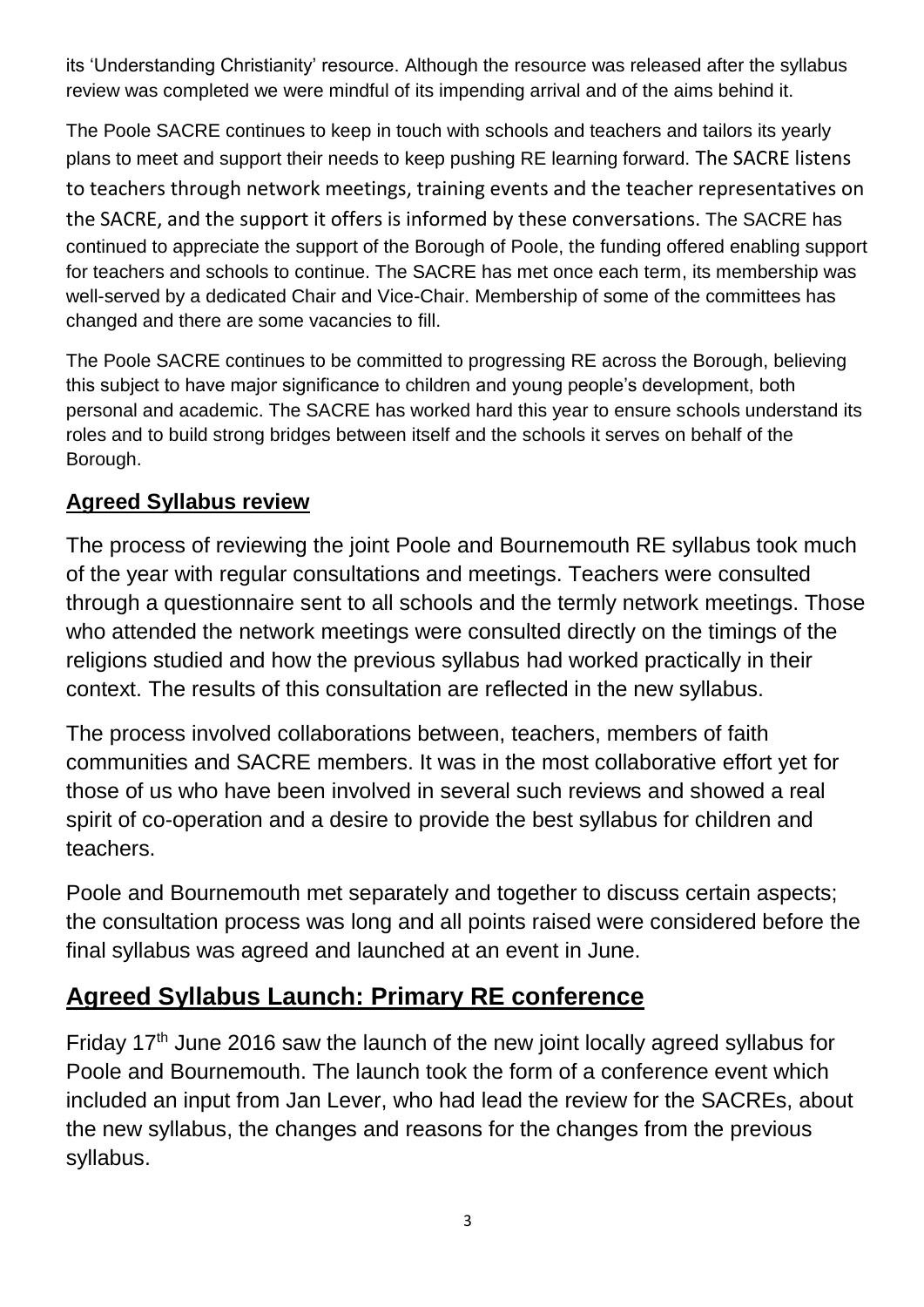its 'Understanding Christianity' resource. Although the resource was released after the syllabus review was completed we were mindful of its impending arrival and of the aims behind it.

The Poole SACRE continues to keep in touch with schools and teachers and tailors its yearly plans to meet and support their needs to keep pushing RE learning forward. The SACRE listens to teachers through network meetings, training events and the teacher representatives on the SACRE, and the support it offers is informed by these conversations. The SACRE has continued to appreciate the support of the Borough of Poole, the funding offered enabling support for teachers and schools to continue. The SACRE has met once each term, its membership was well-served by a dedicated Chair and Vice-Chair. Membership of some of the committees has changed and there are some vacancies to fill.

The Poole SACRE continues to be committed to progressing RE across the Borough, believing this subject to have major significance to children and young people's development, both personal and academic. The SACRE has worked hard this year to ensure schools understand its roles and to build strong bridges between itself and the schools it serves on behalf of the Borough.

## Agreed Syllabus review

The process of reviewing the joint Poole and Bournemouth RE syllabus took much of the year with regular consultations and meetings. Teachers were consulted through a questionnaire sent to all schools and the termly network meetings. Those who attended the network meetings were consulted directly on the timings of the religions studied and how the previous syllabus had worked practically in their context. The results of this consultation are reflected in the new syllabus.

The process involved collaborations between, teachers, members of faith communities and SACRE members. It was in the most collaborative effort yet for those of us who have been involved in several such reviews and showed a real spirit of co-operation and a desire to provide the best syllabus for children and teachers.

Poole and Bournemouth met separately and together to discuss certain aspects; the consultation process was long and all points raised were considered before the final syllabus was agreed and launched at an event in June.

## Agreed Syllabus Launch: Primary RE conference

Friday 17th June 2016 saw the launch of the new joint locally agreed syllabus for Poole and Bournemouth. The launch took the form of a conference event which included an input from Jan Lever, who had lead the review for the SACREs, about the new syllabus, the changes and reasons for the changes from the previous syllabus.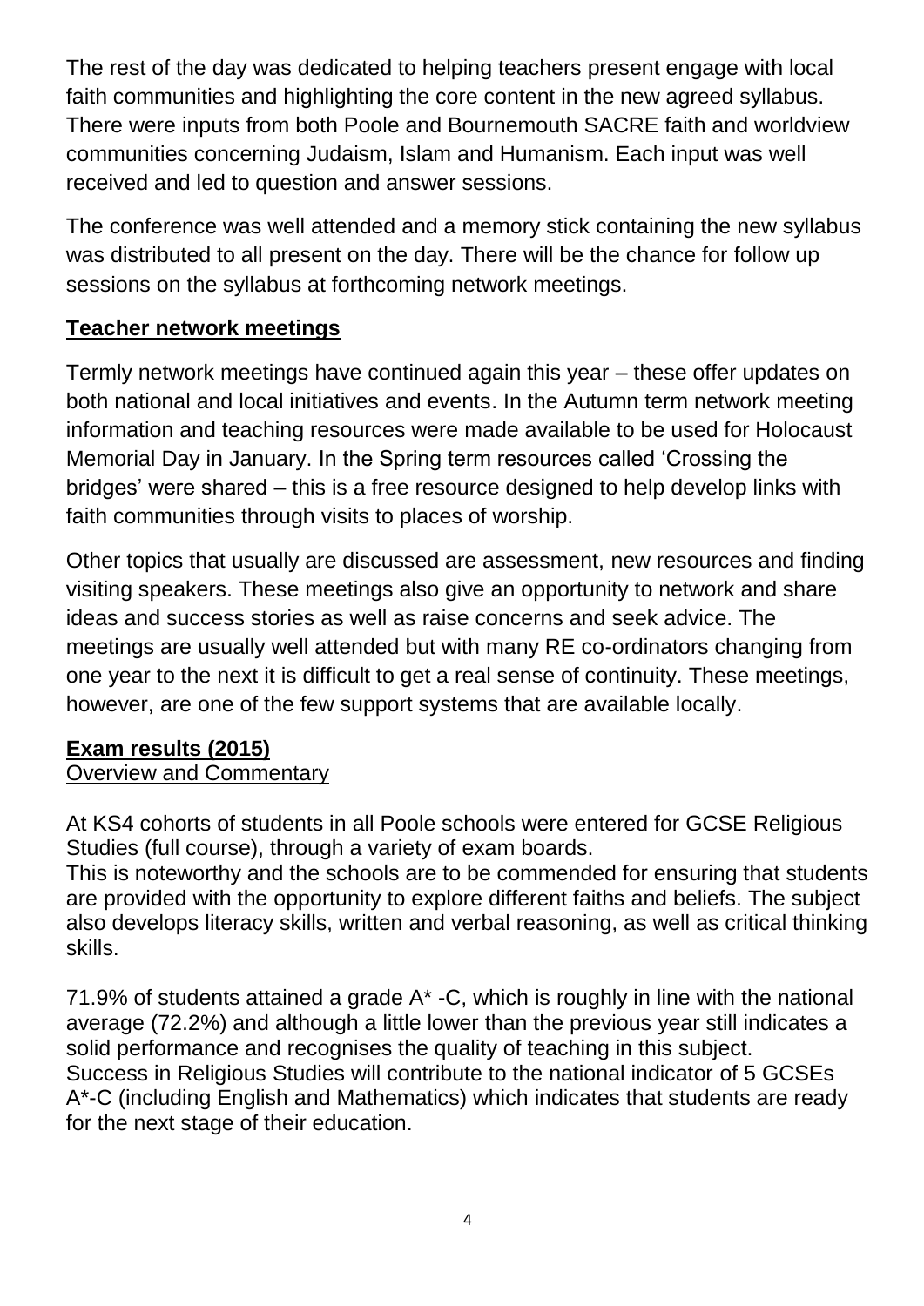The rest of the day was dedicated to helping teachers present engage with local faith communities and highlighting the core content in the new agreed syllabus. There were inputs from both Poole and Bournemouth SACRE faith and worldview communities concerning Judaism, Islam and Humanism. Each input was well received and led to question and answer sessions.

The conference was well attended and a memory stick containing the new syllabus was distributed to all present on the day. There will be the chance for follow up sessions on the syllabus at forthcoming network meetings.

## Teacher network meetings

Termly network meetings have continued again this year – these offer updates on both national and local initiatives and events. In the Autumn term network meeting information and teaching resources were made available to be used for Holocaust Memorial Day in January. In the Spring term resources called 'Crossing the bridges' were shared – this is a free resource designed to help develop links with faith communities through visits to places of worship.

Other topics that usually are discussed are assessment, new resources and finding visiting speakers. These meetings also give an opportunity to network and share ideas and success stories as well as raise concerns and seek advice. The meetings are usually well attended but with many RE co-ordinators changing from one year to the next it is difficult to get a real sense of continuity. These meetings, however, are one of the few support systems that are available locally.

## Exam results (2015)

### Overview and Commentary

At KS4 cohorts of students in all Poole schools were entered for GCSE Religious Studies (full course), through a variety of exam boards.
This is noteworthy and the schools are to be commended for ensuring that students are provided with the opportunity to explore different faiths and beliefs. The subject also develops literacy skills, written and verbal reasoning, as well as critical thinking skills.

71.9% of students attained a grade A* -C, which is roughly in line with the national average (72.2%) and although a little lower than the previous year still indicates a solid performance and recognises the quality of teaching in this subject.
Success in Religious Studies will contribute to the national indicator of 5 GCSEs A*-C (including English and Mathematics) which indicates that students are ready for the next stage of their education.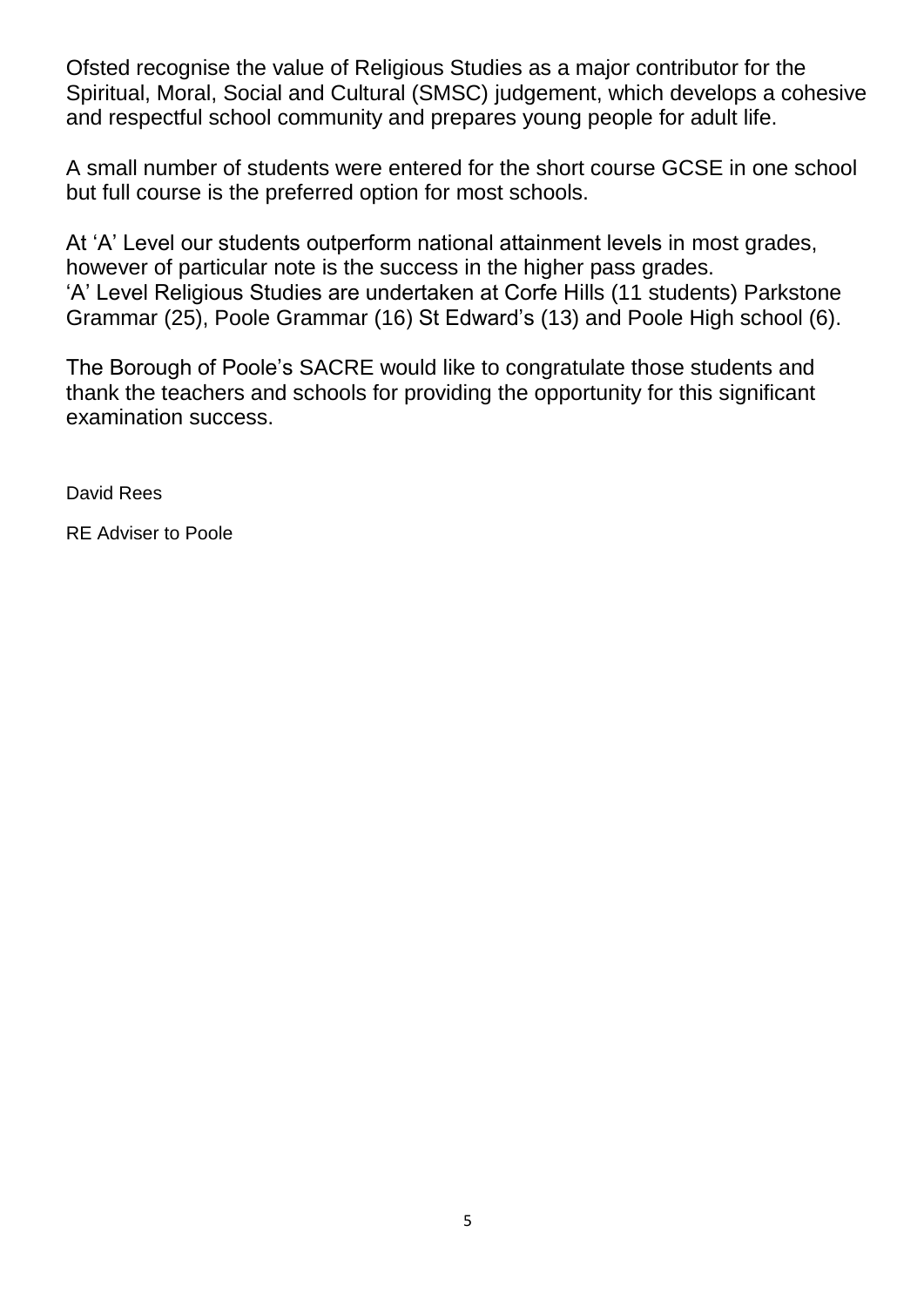Ofsted recognise the value of Religious Studies as a major contributor for the Spiritual, Moral, Social and Cultural (SMSC) judgement, which develops a cohesive and respectful school community and prepares young people for adult life.

A small number of students were entered for the short course GCSE in one school but full course is the preferred option for most schools.

At 'A' Level our students outperform national attainment levels in most grades, however of particular note is the success in the higher pass grades.
'A' Level Religious Studies are undertaken at Corfe Hills (11 students) Parkstone Grammar (25), Poole Grammar (16) St Edward's (13) and Poole High school (6).

The Borough of Poole's SACRE would like to congratulate those students and thank the teachers and schools for providing the opportunity for this significant examination success.

David Rees

RE Adviser to Poole